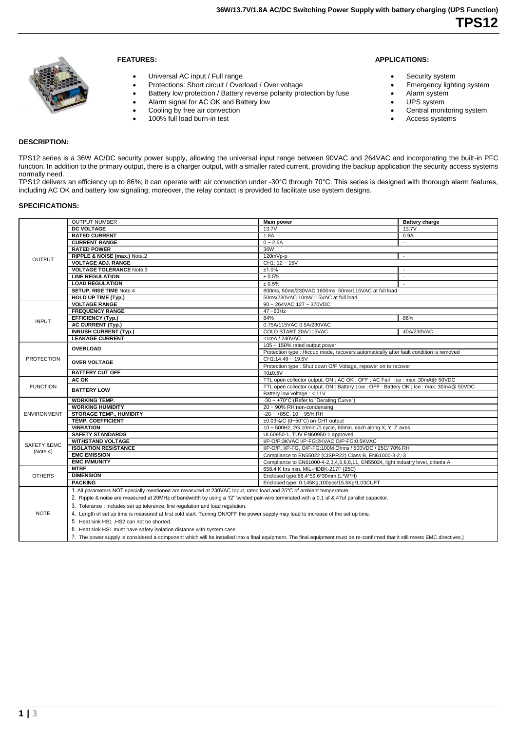# 36W/13.7V/1.8A AC/DC Switching Power Supply with battery charging (UPS Function)

# TPS12

**FEATURES:**

- Universal AC input / Full range
- Protections: Short circuit / Overload / Over voltage
- Battery low protection / Battery reverse polarity protection by fuse
- Alarm signal for AC OK and Battery low
- Cooling by free air convection
- 100% full load burn-in test

**APPLICATIONS:**

- Security system
- Emergency lighting system
- Alarm system
- UPS system
- Central monitoring system
- Access systems

**DESCRIPTION:**

TPS12 series is a 36W AC/DC security power supply, allowing the universal input range between 90VAC and 264VAC and incorporating the built-in PFC function. In addition to the primary output, there is a charger output, with a smaller rated current, providing the backup application the security access systems normally need.

TPS12 delivers an efficiency up to 86%; it can operate with air convection under -30°C through 70°C. This series is designed with thorough alarm features, including AC OK and battery low signaling; moreover, the relay contact is provided to facilitate use system designs.

**SPECIFICATIONS:**

| | | | |
|---|---|---|---|
| OUTPUT | OUTPUT NUMBER | **Main power** | **Battery charge** |
| | **DC VOLTAGE** | 13.7V | 13.7V |
| | **RATED CURRENT** | 1.8A | 0.9A |
| | **CURRENT RANGE** | 0 ~ 2.6A | - |
| | **RATED POWER** | 36W | |
| | **RIPPLE & NOISE (max.)** Note.2 | 120mVp-p | - |
| | **VOLTAGE ADJ. RANGE** | CH1: 12 ~ 15V | |
| | **VOLTAGE TOLERANCE** Note.3 | ±1.0% | - |
| | **LINE REGULATION** | ± 0.5% | - |
| | **LOAD REGULATION** | ± 0.5% | - |
| | **SETUP, RISE TIME** Note.4 | 800ms, 50ms/230VAC 1600ms, 50ms/115VAC at full load | |
| | **HOLD UP TIME (Typ.)** | 50ms/230VAC 10ms/115VAC at full load | |
| INPUT | **VOLTAGE RANGE** | 90 ~ 264VAC 127 ~ 370VDC | |
| | **FREQUENCY RANGE** | 47 ~63Hz | |
| | **EFFICIENCY (Typ.)** | 84% | 86% |
| | **AC CURRENT (Typ.)** | 0.75A/115VAC 0.5A/230VAC | |
| | **INRUSH CURRENT (Typ.)** | COLD START 20A/115VAC | 40A/230VAC |
| | **LEAKAGE CURRENT** | <1mA / 240VAC | |
| PROTECTION | **OVERLOAD** | 105 ~ 150% rated output power | |
| | | Protection type : Hiccup mode, recovers automatically after fault condition is removed | |
| | **OVER VOLTAGE** | CH1:14.49 ~ 19.5V | |
| | | Protection type : Shut down O/P Voltage, repower on to recover | |
| | **BATTERY CUT OFF** | 10±0.5V | |
| FUNCTION | **AC OK** | TTL open collector output, ON : AC OK ; OFF : AC Fail ; Ice : max. 30mA@ 50VDC | |
| | **BATTERY LOW** | TTL open collector output, ON : Battery Low ; OFF : Battery OK ; Ice : max. 30mA@ 50VDC | |
| | | Battery low voltage : < 11V | |
| ENVIRONMENT | **WORKING TEMP.** | -30 ~ +70°C (Refer to "Derating Curve") | |
| | **WORKING HUMIDITY** | 20 ~ 90% RH non-condensing | |
| | **STORAGE TEMP., HUMIDITY** | -20 ~ +85C, 10 ~ 95% RH | |
| | **TEMP. COEFFICIENT** | ±0.03%/C (0~50°C) on CH1 output | |
| | **VIBRATION** | 10 ~ 500Hz, 2G 10mln./1 cycle, 60min. each along X, Y, Z axes | |
| SAFETY &EMC (Note 4) | **SAFETY STANDARDS** | UL60950-1, TUV EN60950-1 approved | |
| | **WITHSTAND VOLTAGE** | I/P-O/P:3KVAC I/P-FG:2KVAC O/P-FG:0.5KVAC | |
| | **ISOLATION RESISTANCE** | I/P-O/P, I/P-FG, O/P-FG:100M Ohms / 500VDC / 25C/ 70% RH | |
| | **EMC EMISSION** | Compliance to EN55022 (CISPR22) Class B, EN61000-3-2,-3 | |
| | **EMC IMMUNITY** | Compliance to EN61000-4-2,3,4,5,6,8,11, EN55024, light industry level, criteria A | |
| OTHERS | **MTBF** | 658.4 K hrs min. MIL-HDBK-217F (25C) | |
| | **DIMENSION** | Enclosed type:86.4*59.6*30mm (L*W*H) | |
| | **PACKING** | Enclosed type: 0.145Kg;100pcs/15.5Kg/1.03CUFT | |
| NOTE | 1. All parameters NOT specially mentioned are measured at 230VAC Input, rated load and 25°C of ambient temperature.<br>2. Ripple & noise are measured at 20MHz of bandwidth by using a 12" twisted pair-wire terminated with a 0.1 uf & 47uf parallel capacitor.<br>3. Tolerance : includes set up tolerance, line regulation and load regulation.<br>4. Length of set up time is measured at first cold start. Turning ON/OFF the power supply may lead to increase of the set up time.<br>5. Heat sink HS1 ,HS2 can not be shorted.<br>6. Heat sink HS1 must have safety isolation distance with system case.<br>7. The power supply is considered a component which will be installed into a final equipment. The final equipment must be re-confirmed that it still meets EMC directives.) | | |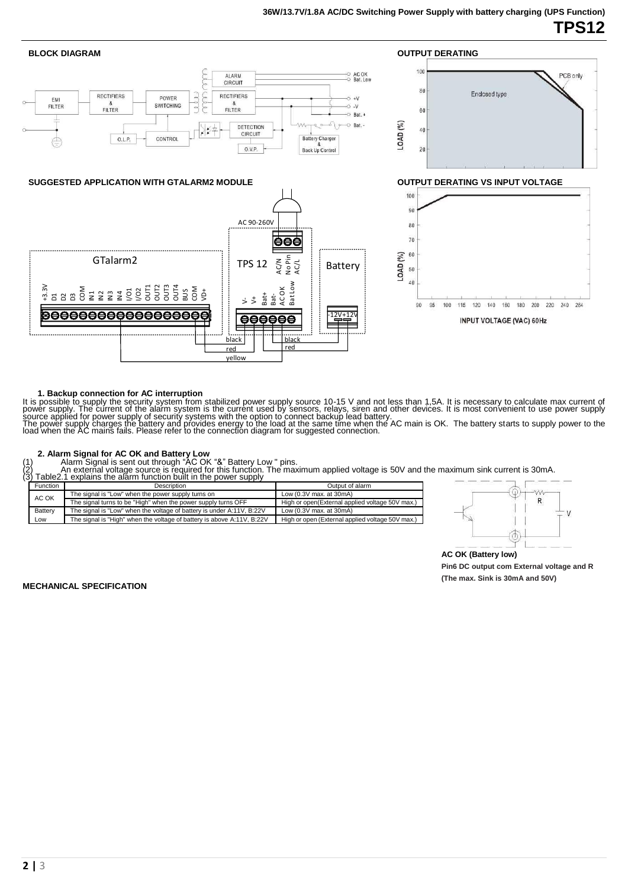## BLOCK DIAGRAM

## OUTPUT DERATING

## SUGGESTED APPLICATION WITH GTALARM2 MODULE

## OUTPUT DERATING VS INPUT VOLTAGE

### 1. Backup connection for AC interruption

It is possible to supply the security system from stabilized power supply source 10-15 V and not less than 1,5A. It is necessary to calculate max current of power supply. The current of the alarm system is the current used by sensors, relays, siren and other devices. It is most convenient to use power supply source applied for power supply of security systems with the option to connect backup lead battery.
The power supply charges the battery and provides energy to the load at the same time when the AC main is OK. The battery starts to supply power to the load when the AC mains fails. Please refer to the connection diagram for suggested connection.

### 2. Alarm Signal for AC OK and Battery Low

(1) Alarm Signal is sent out through "AC OK "&" Battery Low " pins.
(2) An external voltage source is required for this function. The maximum applied voltage is 50V and the maximum sink current is 30mA.
(3) Table2.1 explains the alarm function built in the power supply

| Function | Description | Output of alarm |
|---|---|---|
| AC OK | The signal is "Low" when the power supply turns on | Low (0.3V max. at 30mA) |
| | The signal turns to be "High" when the power supply turns OFF | High or open(External applied voltage 50V max.) |
| Battery Low | The signal is "Low" when the voltage of battery is under A:11V, B:22V | Low (0.3V max. at 30mA) |
| | The signal is "High" when the voltage of battery is above A:11V, B:22V | High or open (External applied voltage 50V max.) |

**AC OK (Battery low)**

**Pin6 DC output com External voltage and R**

**(The max. Sink is 30mA and 50V)**

## MECHANICAL SPECIFICATION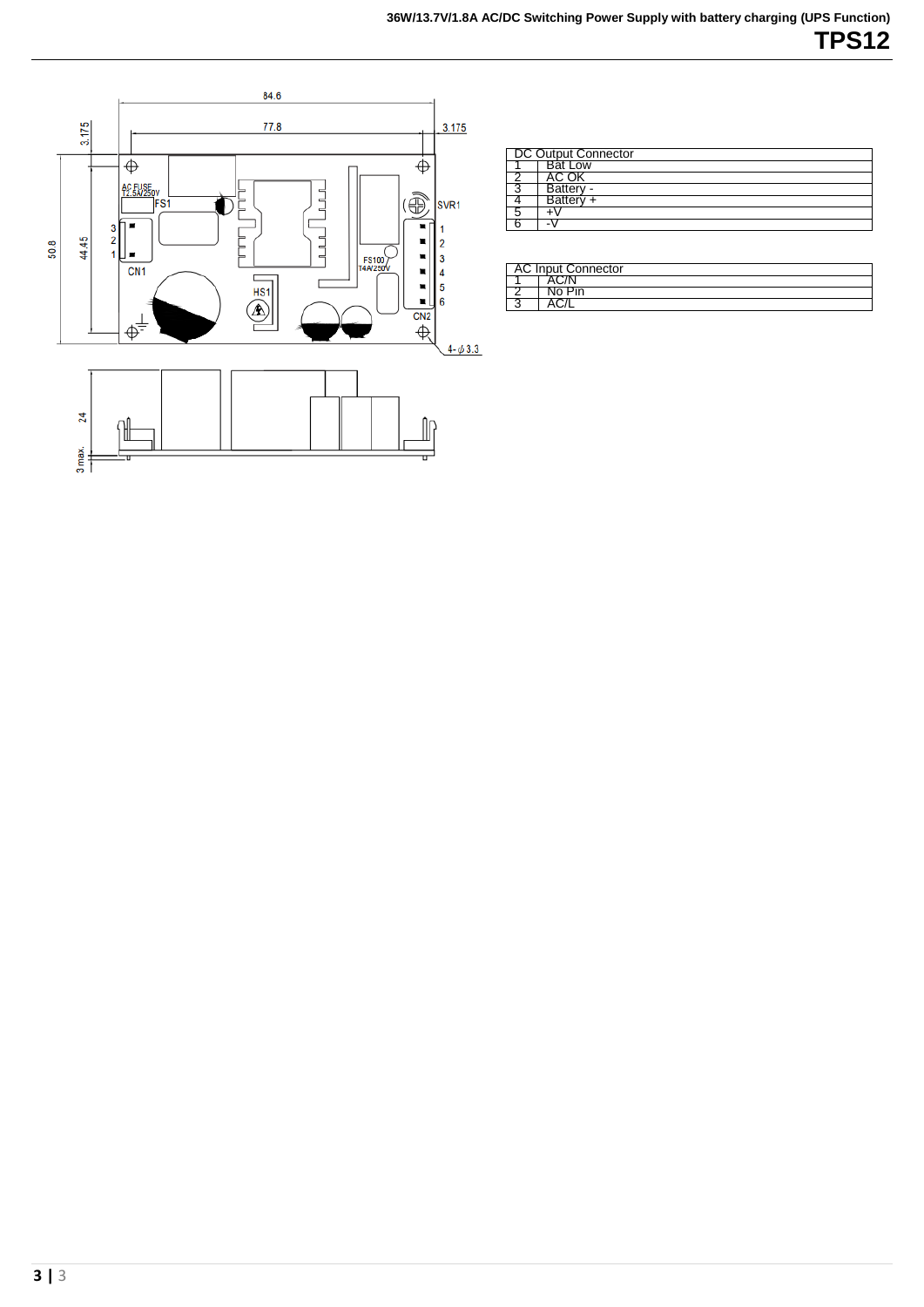| DC Output Connector | |
|---|---|
| 1 | Bat Low |
| 2 | AC OK |
| 3 | Battery - |
| 4 | Battery + |
| 5 | +V |
| 6 | -V |

| AC Input Connector | |
|---|---|
| 1 | AC/N |
| 2 | No Pin |
| 3 | AC/L |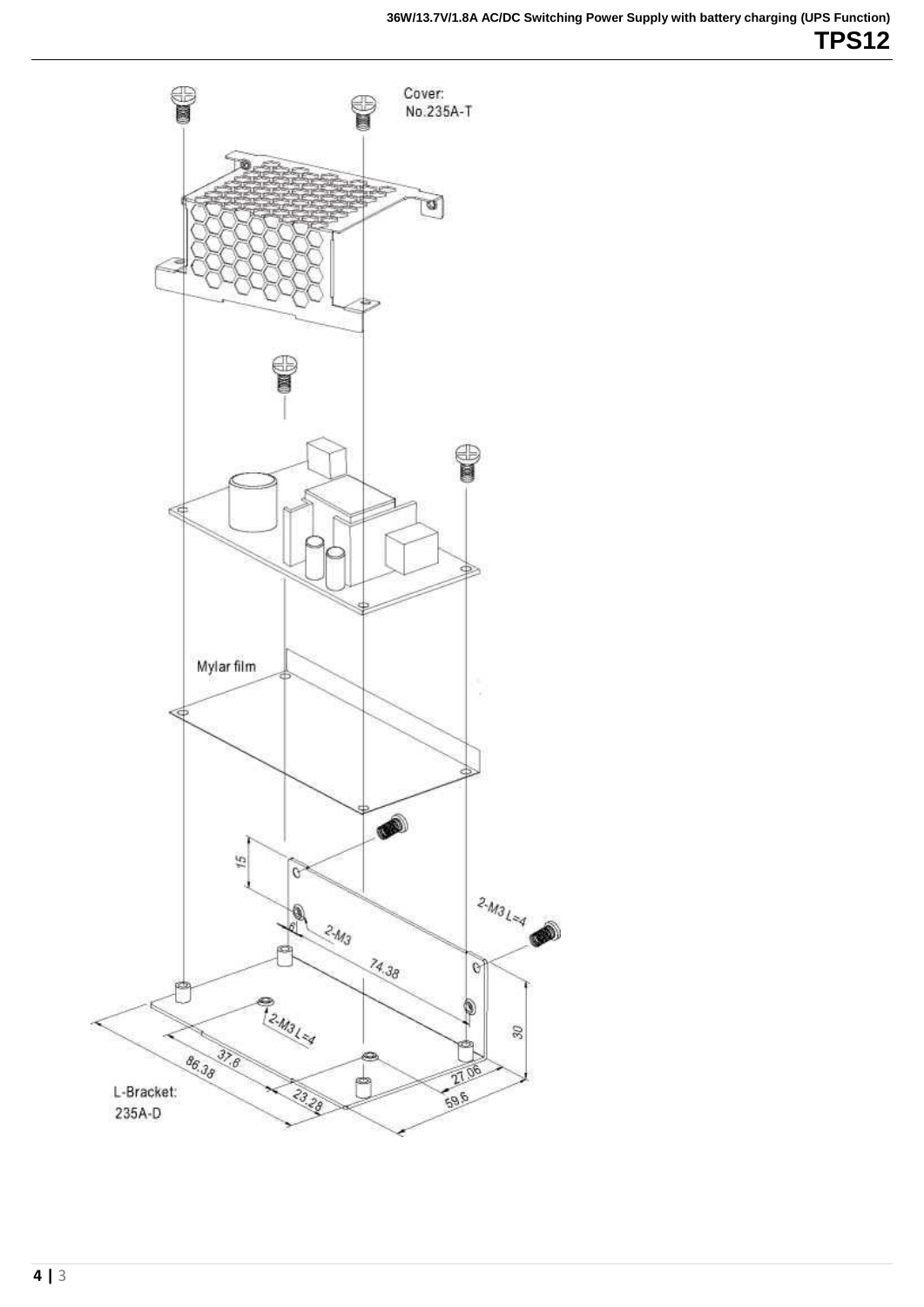Cover:
No.235A-T

Mylar film

15

2-M3

74.38

2-M3 L=4

30

2-M3 L=4

37.6

86.38

23.28

27.06

59.6

L-Bracket:
235A-D